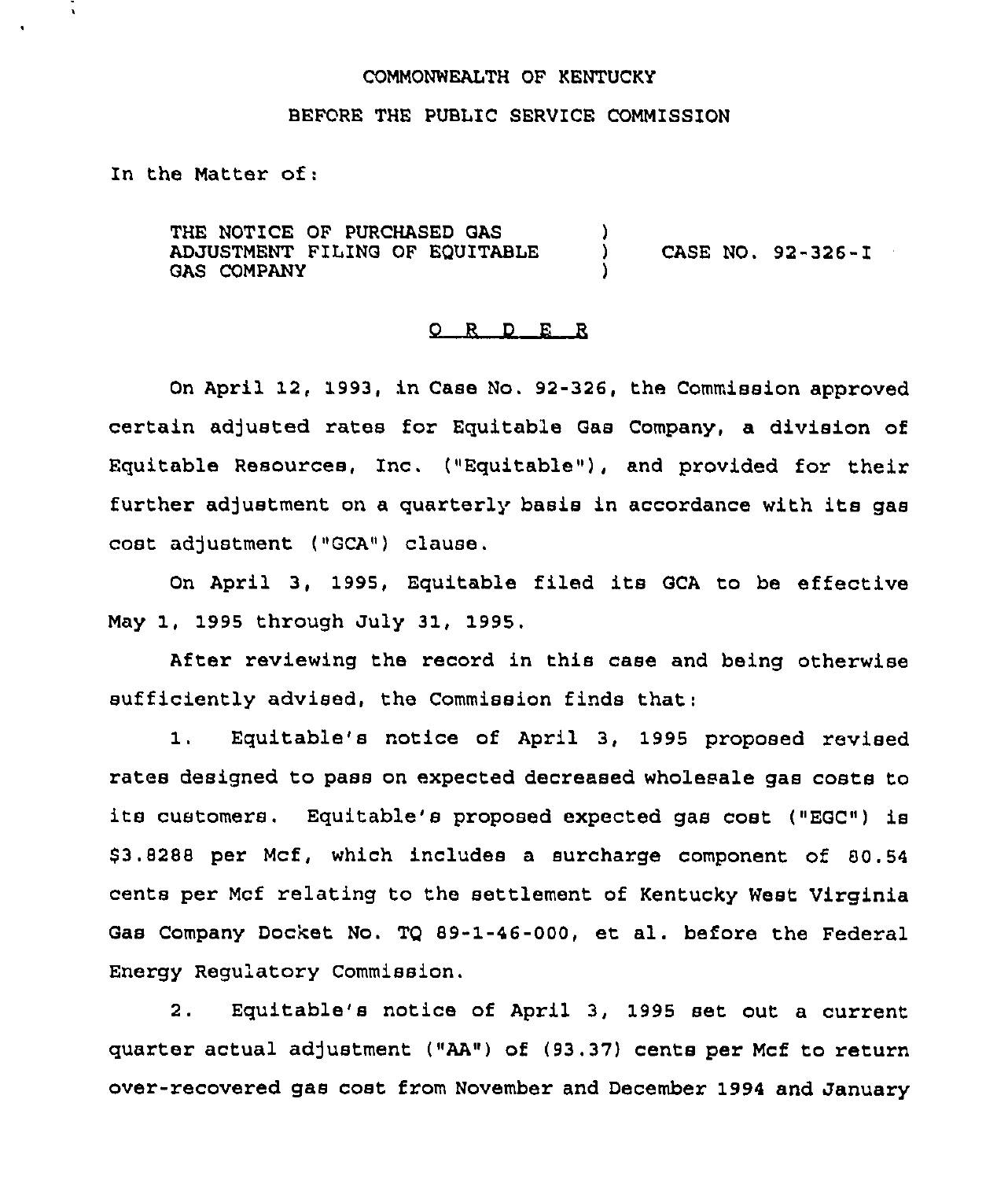COMMONWEALTH OF KENTUCKY

BEFORE THE PUBLIC SERVICE COMMISSION

In the Matter of:

THE NOTICE OF PURCHASED GAS ADJUSTMENT FILING OF EQUITABLE GAS COMPANY ) CASE NO. 92-326-I

O R D E R

On April 12, 1993, in Case No. 92-326, the Commission approved certain adjusted rates for Equitable Gas Company, a division of Equitable Resources, Inc. ("Equitable"), and provided for their further adjustment on a quarterly basis in accordance with its gas cost adjustment ("GCA") clause.

On April 3, 1995, Equitable filed its GCA to be effective May 1, 1995 through July 31, 1995.

After reviewing the record in this case and being otherwise sufficiently advised, the Commission finds that:

1. Equitable's notice of April 3, 1995 proposed revised rates designed to pass on expected decreased wholesale gas costs to its customers. Equitable's proposed expected gas cost ("EGC") is $3.8288 per Mcf, which includes a surcharge component of 80.54 cents per Mcf relating to the settlement of Kentucky West Virginia Gas Company Docket No. TQ 89-1-46-000, et al. before the Federal Energy Regulatory Commission.

2. Equitable's notice of April 3, 1995 set out a current quarter actual adjustment ("AA") of (93.37) cents per Mcf to return over-recovered gas cost from November and December 1994 and January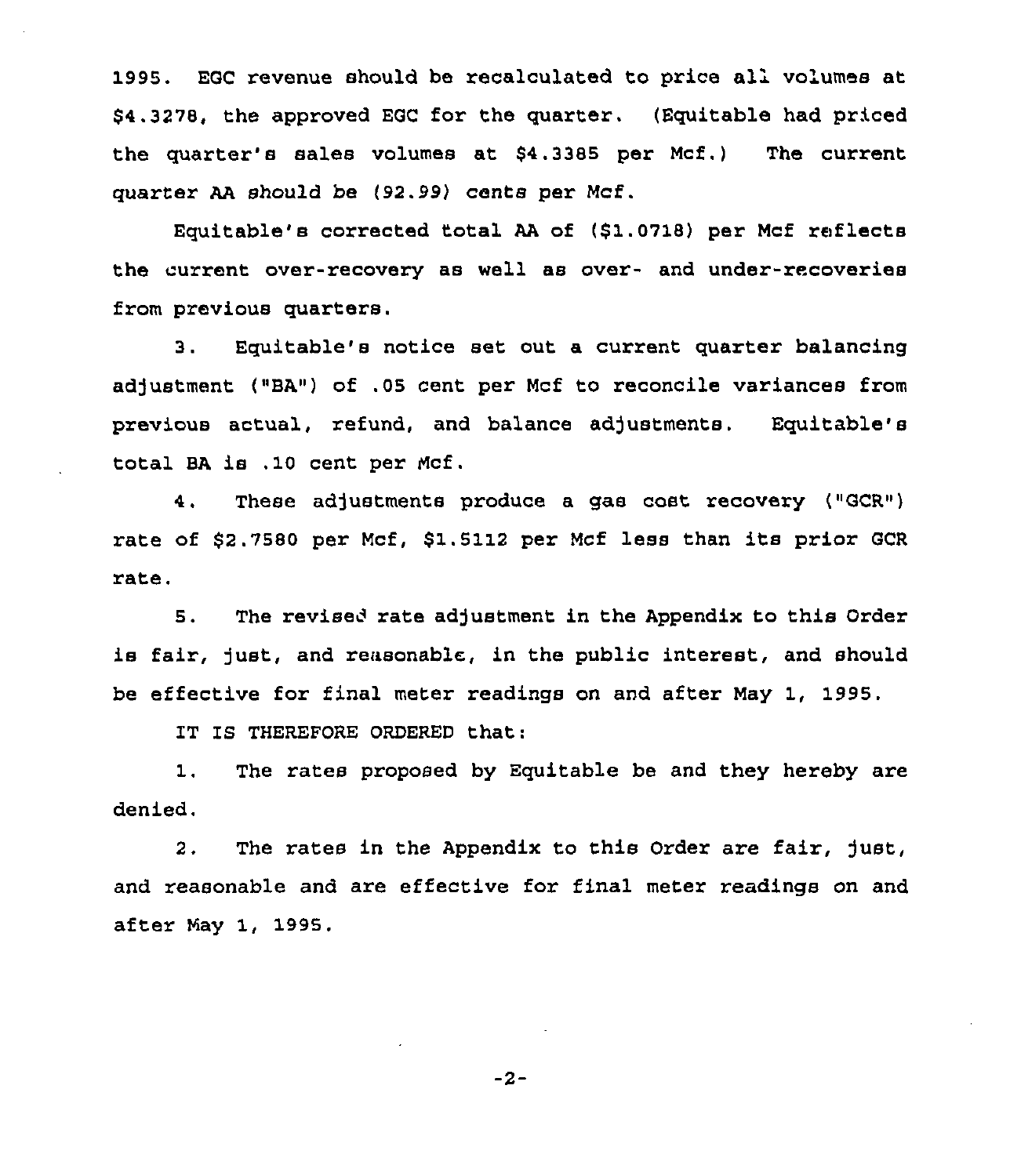1995. EGC revenue should be recalculated to price all volumes at $4.3278, the approved EGC for the quarter. (Equitable had priced the quarter's sales volumes at $4.3385 per Mcf.) The current quarter AA should be (92.99) cents per Mcf.

Equitable's corrected total AA of ($1.0718) per Mcf reflects the current over-recovery as well as over- and under-recoveries from previous quarters.

3. Equitable's notice set out a current quarter balancing adjustment ("BA") of .05 cent per Mcf to reconcile variances from previous actual, refund, and balance adjustments. Equitable's total BA is .10 cent per Mcf.

4. These adjustments produce a gas cost recovery ("GCR") rate of $2.7580 per Mcf, $1.5112 per Mcf less than its prior GCR rate.

5. The revised rate adjustment in the Appendix to this Order is fair, just, and reasonable, in the public interest, and should be effective for final meter readings on and after May 1, 1995.

IT IS THEREFORE ORDERED that:

1. The rates proposed by Equitable be and they hereby are denied.

2. The rates in the Appendix to this Order are fair, just, and reasonable and are effective for final meter readings on and after May 1, 1995.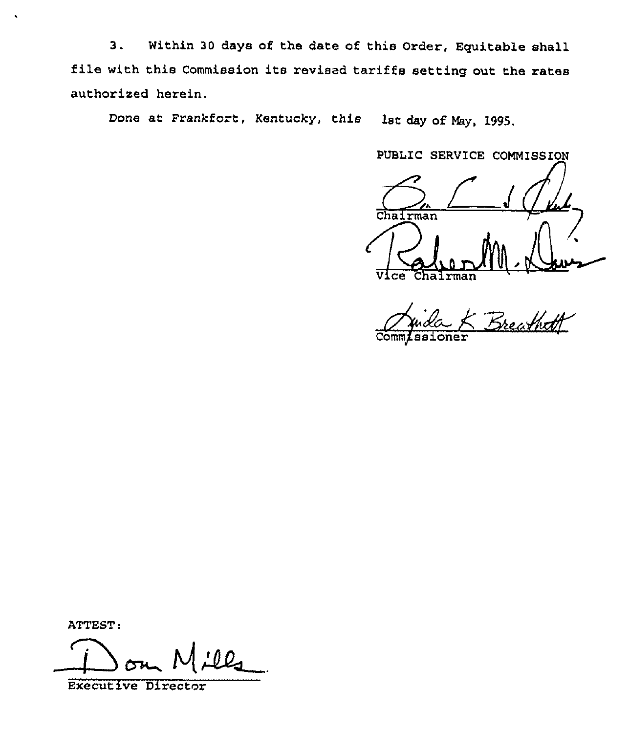3. Within 30 days of the date of this Order, Equitable shall file with this Commission its revised tariffs setting out the rates authorized herein.

Done at Frankfort, Kentucky, this 1st day of May, 1995.

PUBLIC SERVICE COMMISSION

Chairman

Vice Chairman

Commissioner

ATTEST:

Executive Director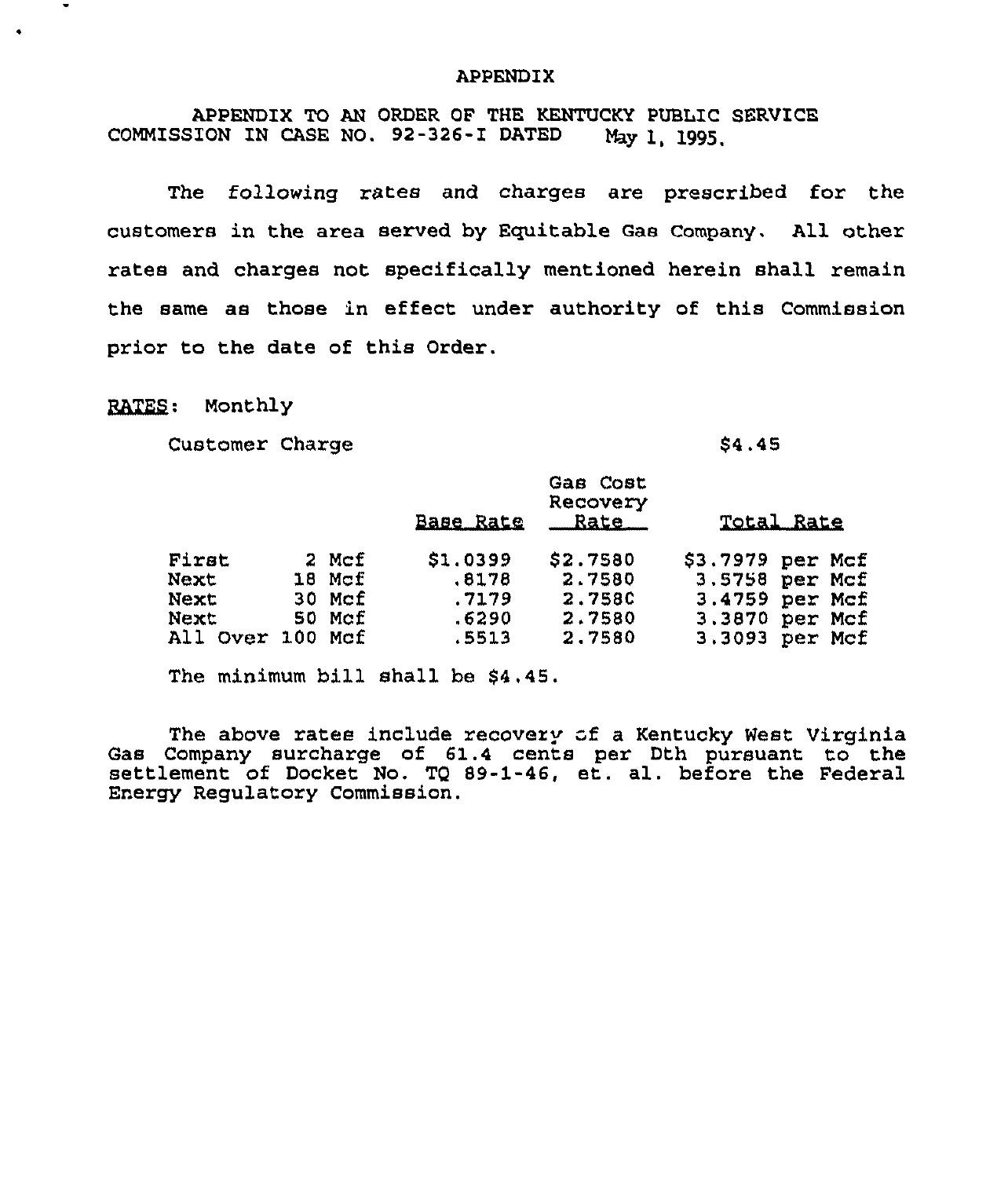# APPENDIX

APPENDIX TO AN ORDER OF THE KENTUCKY PUBLIC SERVICE COMMISSION IN CASE NO. 92-326-I DATED May 1, 1995.

The following rates and charges are prescribed for the customers in the area served by Equitable Gas Company. All other rates and charges not specifically mentioned herein shall remain the same as those in effect under authority of this Commission prior to the date of this Order.

RATES: Monthly

Customer Charge $4.45

| | | Base Rate | Gas Cost Recovery Rate | Total Rate |
|---|---|---|---|---|
| First | 2 Mcf | $1.0399 | $2.7580 | $3.7979 per Mcf |
| Next | 18 Mcf | .8178 | 2.7580 | 3.5758 per Mcf |
| Next | 30 Mcf | .7179 | 2.7580 | 3.4759 per Mcf |
| Next | 50 Mcf | .6290 | 2.7580 | 3.3870 per Mcf |
| All Over | 100 Mcf | .5513 | 2.7580 | 3.3093 per Mcf |

The minimum bill shall be $4.45.

The above rates include recovery of a Kentucky West Virginia Gas Company surcharge of 61.4 cents per Dth pursuant to the settlement of Docket No. TQ 89-1-46, et. al. before the Federal Energy Regulatory Commission.